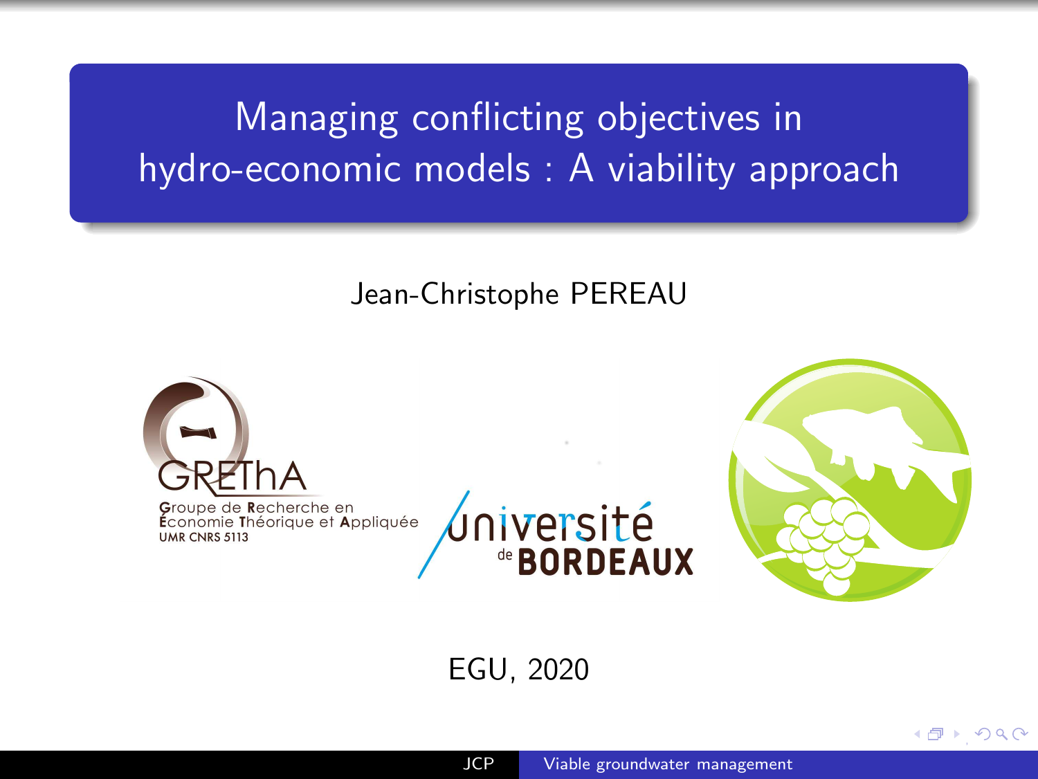# Managing conflicting objectives in hydro-economic models : A viability approach

Jean-Christophe PEREAU

GREThA
Groupe de Recherche en Économie Théorique et Appliquée
UMR CNRS 5113

université de BORDEAUX

EGU, 2020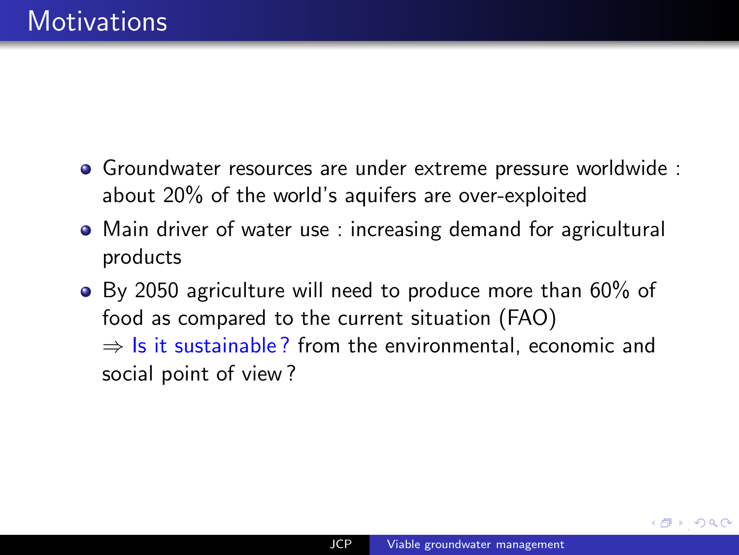# Motivations

- Groundwater resources are under extreme pressure worldwide : about 20% of the world's aquifers are over-exploited
- Main driver of water use : increasing demand for agricultural products
- By 2050 agriculture will need to produce more than 60% of food as compared to the current situation (FAO)
  $\Rightarrow$ Is it sustainable ? from the environmental, economic and social point of view ?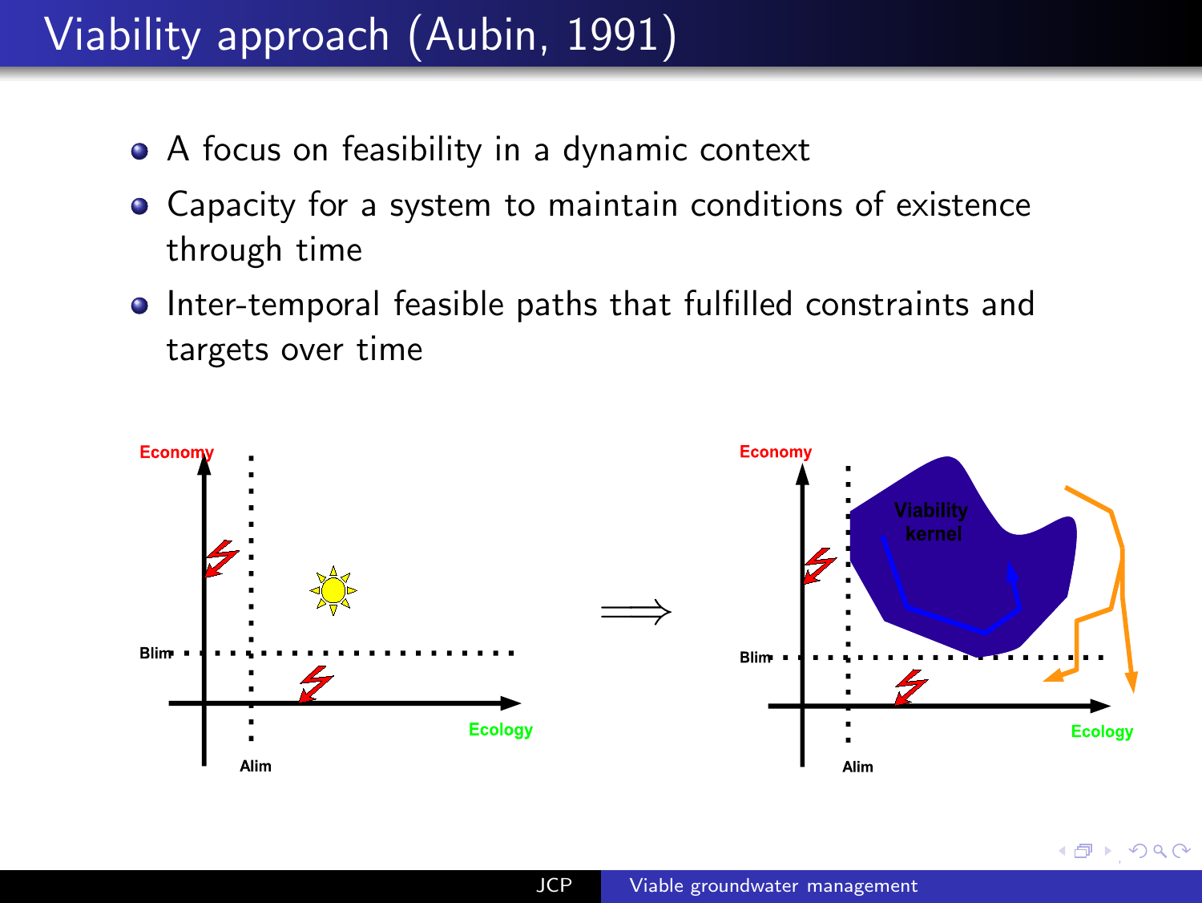# Viability approach (Aubin, 1991)

- A focus on feasibility in a dynamic context
- Capacity for a system to maintain conditions of existence through time
- Inter-temporal feasible paths that fulfilled constraints and targets over time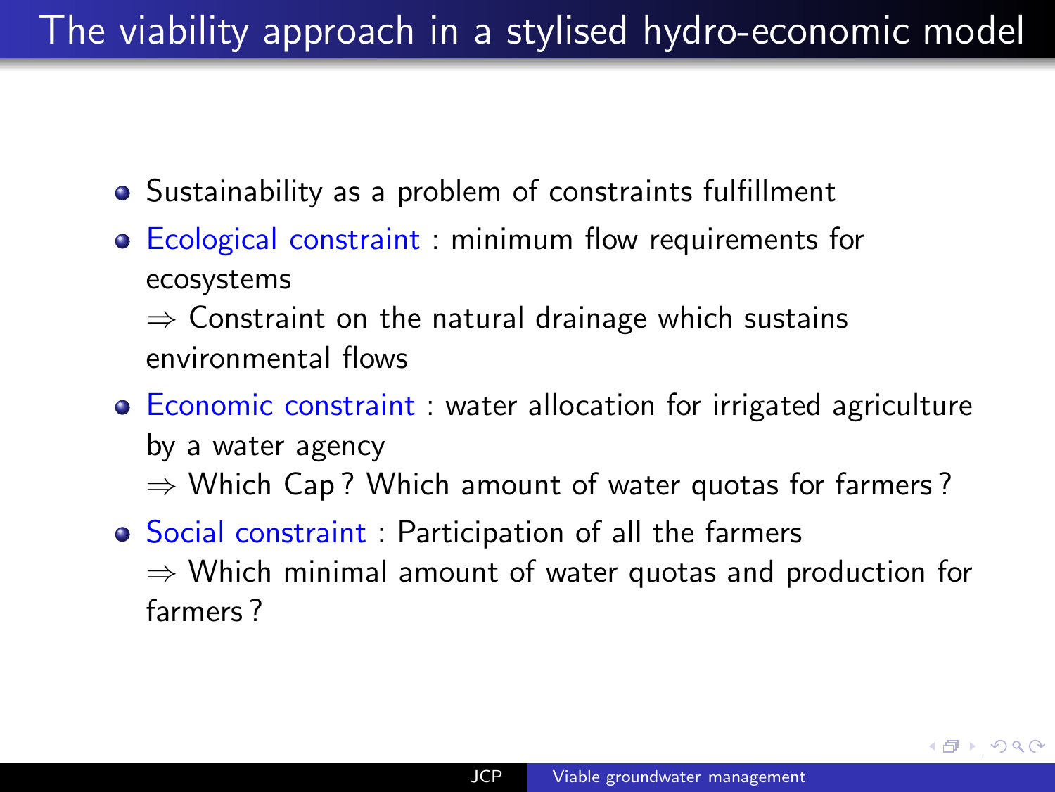# The viability approach in a stylised hydro-economic model

- Sustainability as a problem of constraints fulfillment
- Ecological constraint : minimum flow requirements for ecosystems
  $\Rightarrow$ Constraint on the natural drainage which sustains environmental flows
- Economic constraint : water allocation for irrigated agriculture by a water agency
  $\Rightarrow$ Which Cap ? Which amount of water quotas for farmers ?
- Social constraint : Participation of all the farmers
  $\Rightarrow$ Which minimal amount of water quotas and production for farmers ?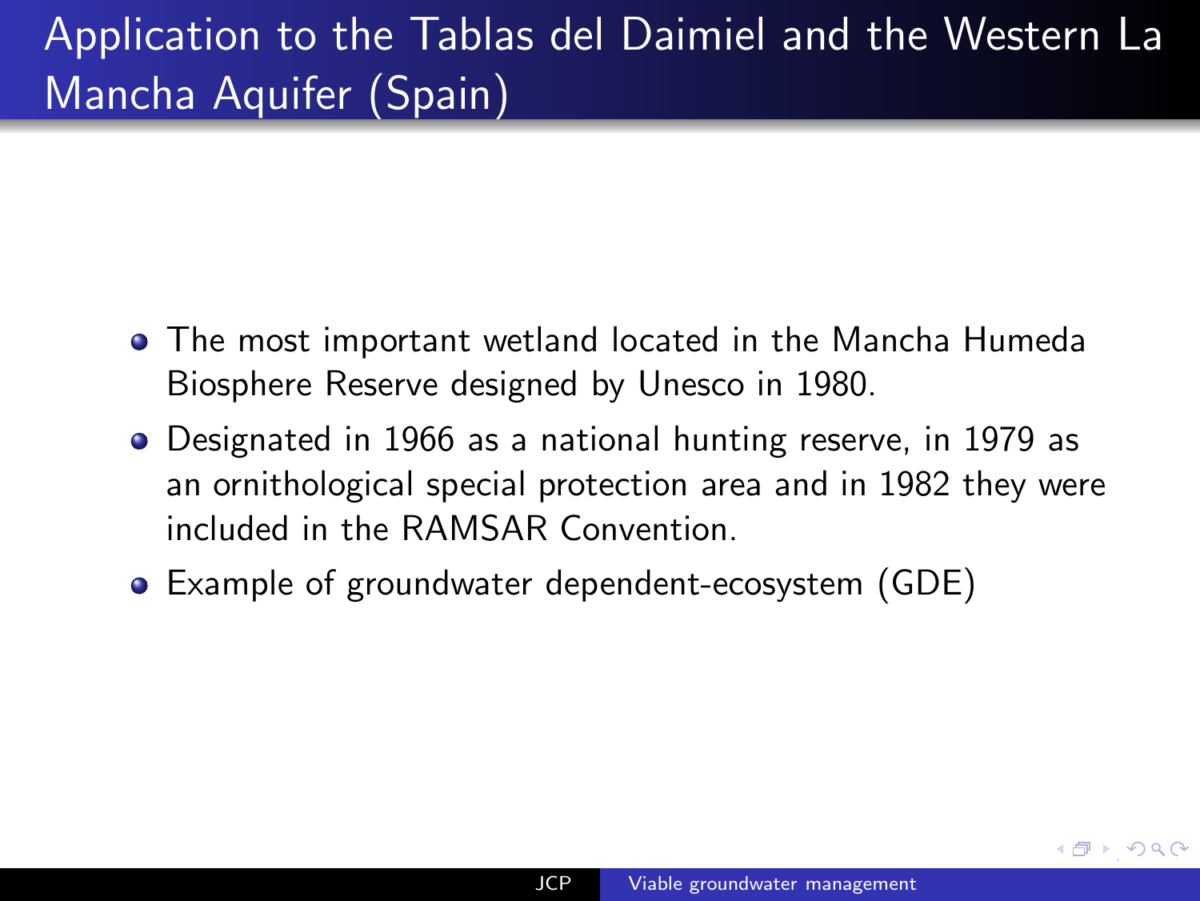# Application to the Tablas del Daimiel and the Western La Mancha Aquifer (Spain)

- The most important wetland located in the Mancha Humeda Biosphere Reserve designed by Unesco in 1980.
- Designated in 1966 as a national hunting reserve, in 1979 as an ornithological special protection area and in 1982 they were included in the RAMSAR Convention.
- Example of groundwater dependent-ecosystem (GDE)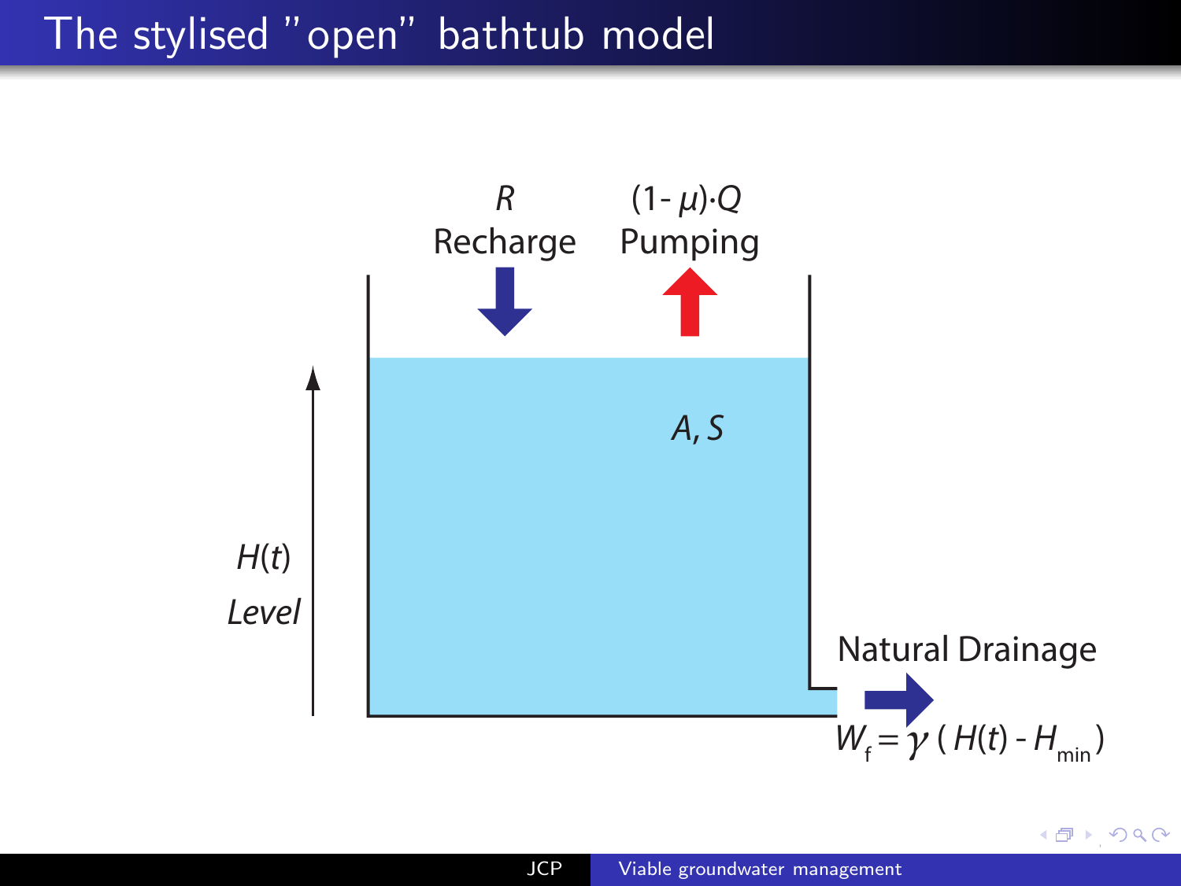# The stylised "open" bathtub model

$R$
Recharge

$(1-\mu)\cdot Q$
Pumping

$A, S$

$H(t)$
*Level*

Natural Drainage

$$W_f = \gamma\,(H(t) - H_{min})$$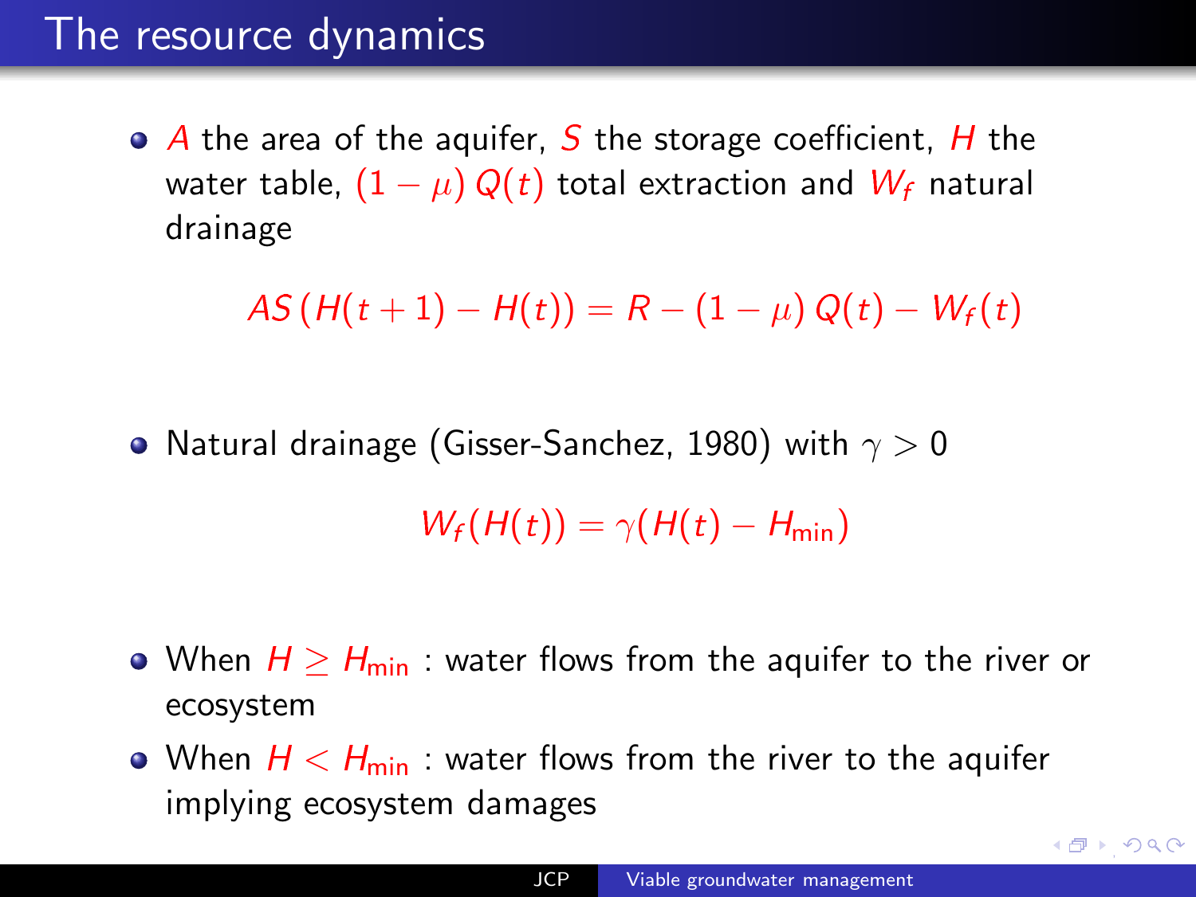# The resource dynamics

- $A$ the area of the aquifer, $S$ the storage coefficient, $H$ the water table, $(1-\mu)\,Q(t)$ total extraction and $W_f$ natural drainage

$$AS\,(H(t+1) - H(t)) = R - (1-\mu)\,Q(t) - W_f(t)$$

- Natural drainage (Gisser-Sanchez, 1980) with $\gamma > 0$

$$W_f(H(t)) = \gamma(H(t) - H_{\min})$$

- When $H \geq H_{\min}$ : water flows from the aquifer to the river or ecosystem
- When $H < H_{\min}$ : water flows from the river to the aquifer implying ecosystem damages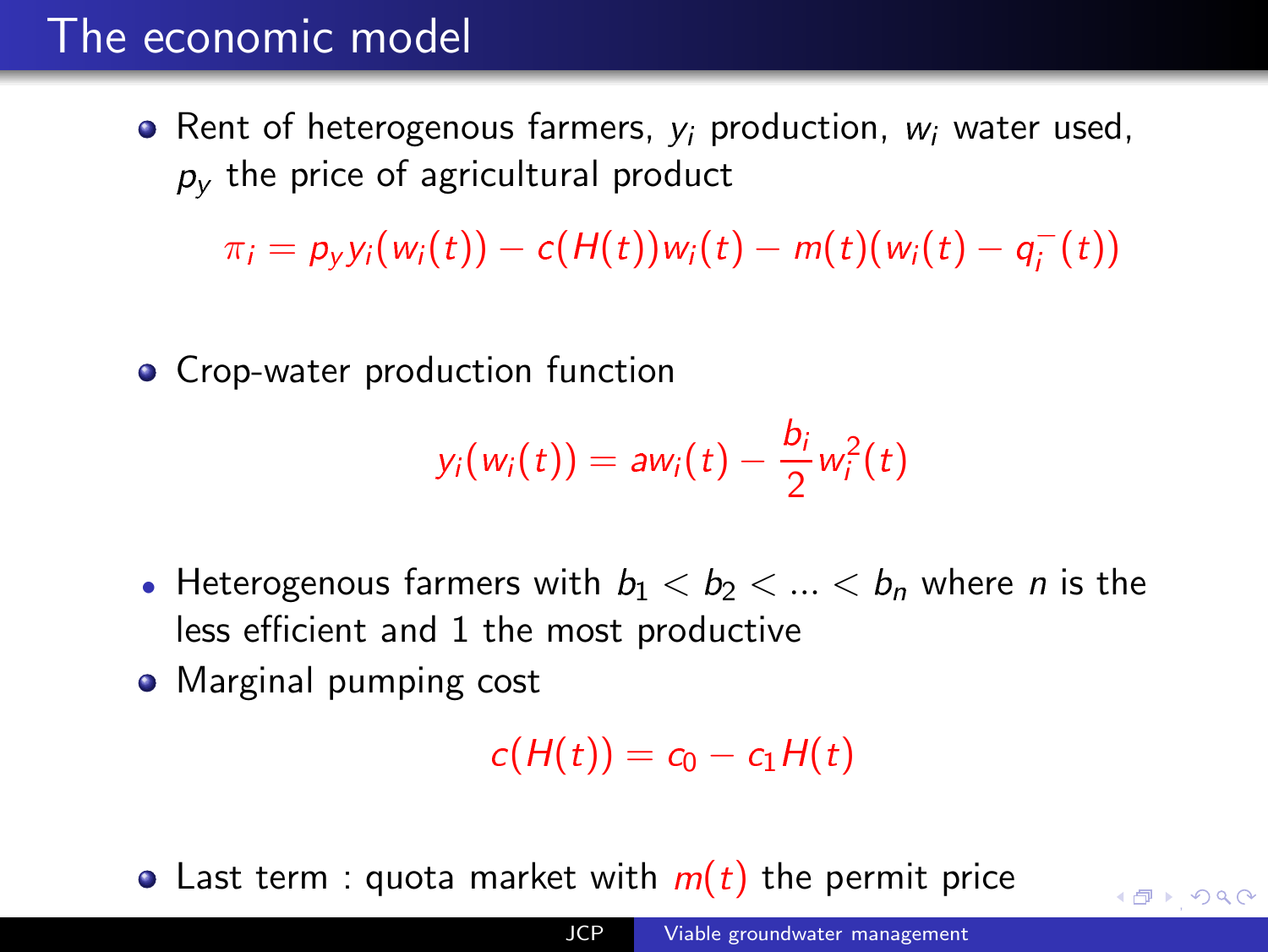# The economic model

- Rent of heterogenous farmers, $y_i$ production, $w_i$ water used, $p_y$ the price of agricultural product

$$\pi_i = p_y y_i(w_i(t)) - c(H(t))w_i(t) - m(t)(w_i(t) - q_i^-(t))$$

- Crop-water production function

$$y_i(w_i(t)) = aw_i(t) - \frac{b_i}{2} w_i^2(t)$$

- Heterogenous farmers with $b_1 < b_2 < ... < b_n$ where $n$ is the less efficient and 1 the most productive
- Marginal pumping cost

$$c(H(t)) = c_0 - c_1 H(t)$$

- Last term : quota market with $m(t)$ the permit price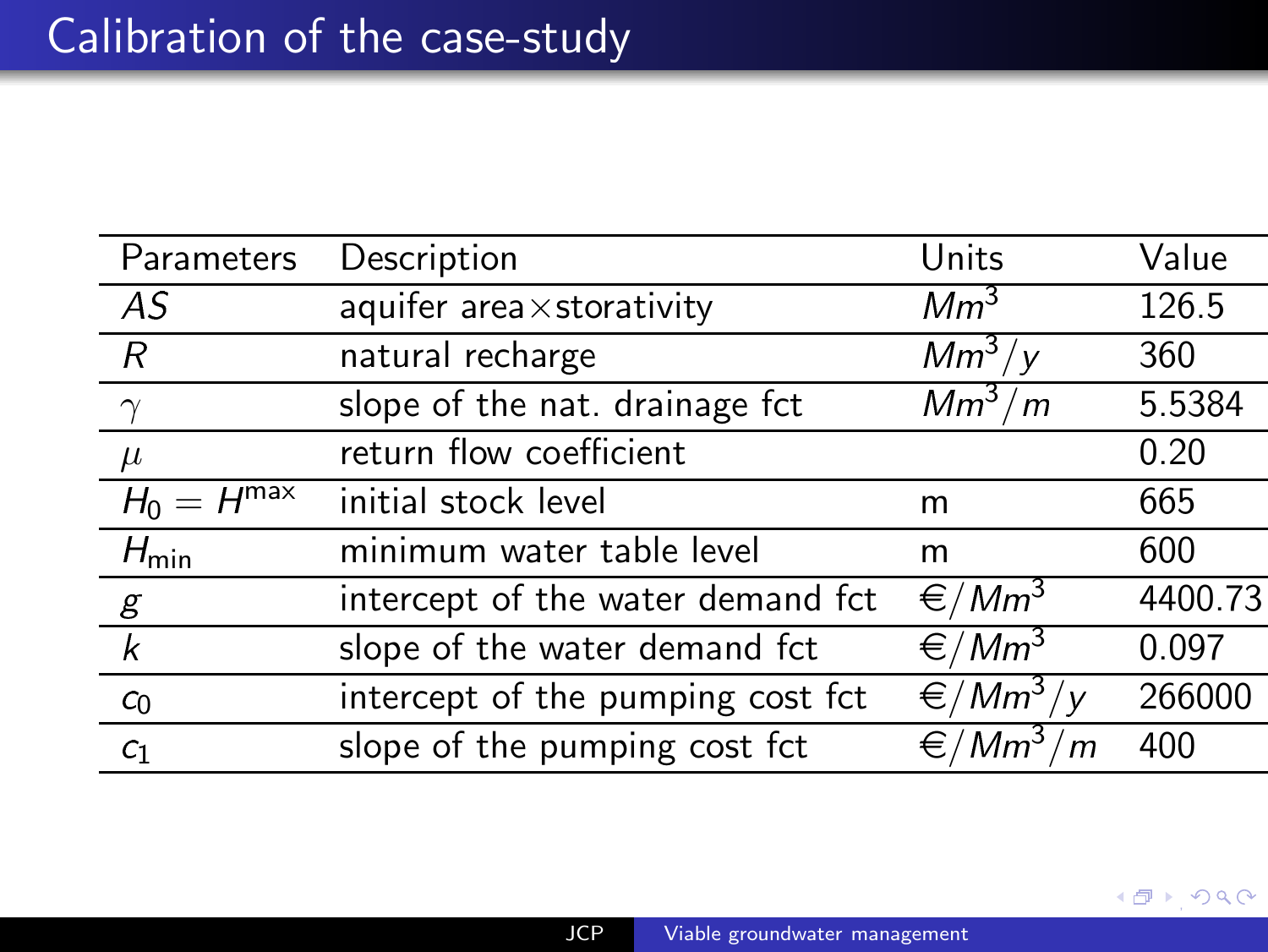# Calibration of the case-study

| Parameters | Description | Units | Value |
|---|---|---|---|
| $AS$ | aquifer area$\times$storativity | $Mm^3$ | 126.5 |
| $R$ | natural recharge | $Mm^3/y$ | 360 |
| $\gamma$ | slope of the nat. drainage fct | $Mm^3/m$ | 5.5384 |
| $\mu$ | return flow coefficient | | 0.20 |
| $H_0 = H^{\max}$ | initial stock level | m | 665 |
| $H_{\min}$ | minimum water table level | m | 600 |
| $g$ | intercept of the water demand fct | €$/Mm^3$ | 4400.73 |
| $k$ | slope of the water demand fct | €$/Mm^3$ | 0.097 |
| $c_0$ | intercept of the pumping cost fct | €$/Mm^3/y$ | 266000 |
| $c_1$ | slope of the pumping cost fct | €$/Mm^3/m$ | 400 |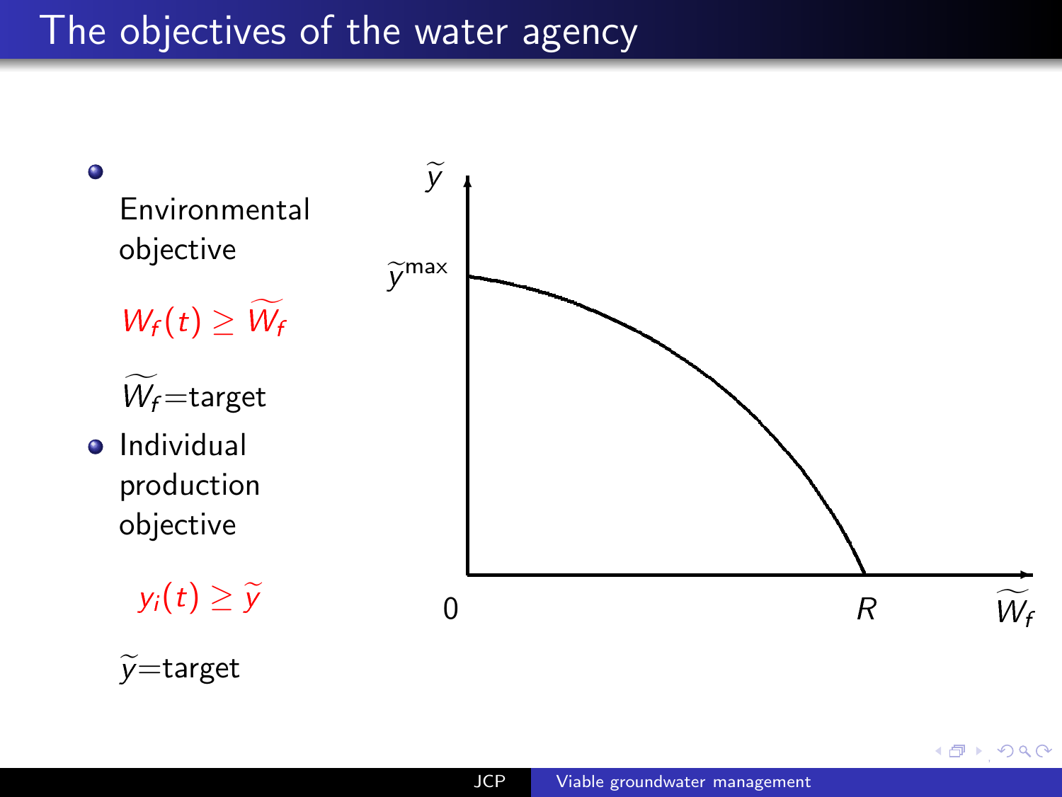# The objectives of the water agency

- Environmental objective

  $W_f(t) \geq \widetilde{W_f}$

  $\widetilde{W_f}$=target

- Individual production objective

  $y_i(t) \geq \widetilde{y}$

  $\widetilde{y}$=target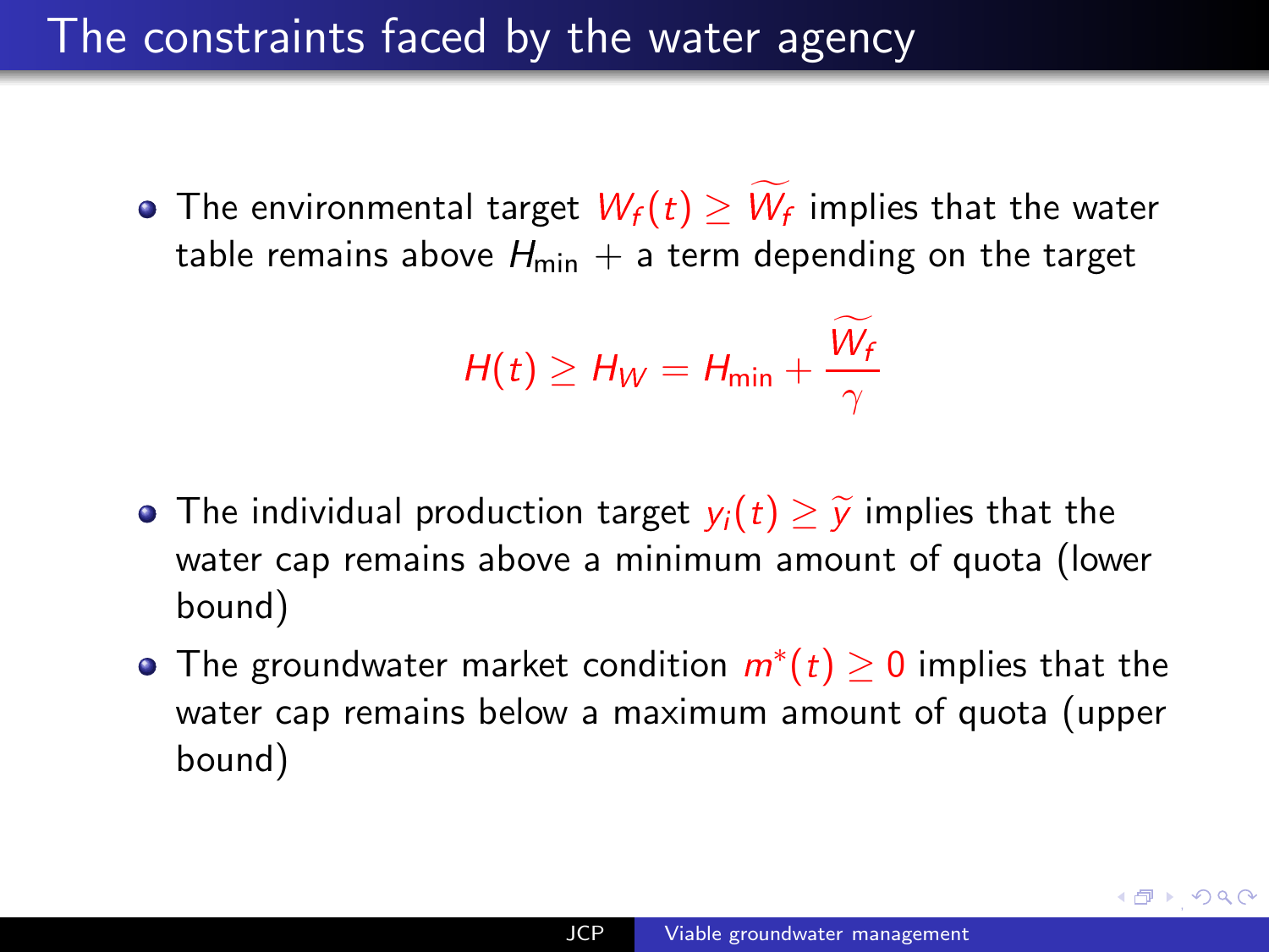# The constraints faced by the water agency

- The environmental target $W_f(t) \geq \widetilde{W_f}$ implies that the water table remains above $H_{\min}$ + a term depending on the target

$$H(t) \geq H_W = H_{\min} + \frac{\widetilde{W_f}}{\gamma}$$

- The individual production target $y_i(t) \geq \widetilde{y}$ implies that the water cap remains above a minimum amount of quota (lower bound)
- The groundwater market condition $m^*(t) \geq 0$ implies that the water cap remains below a maximum amount of quota (upper bound)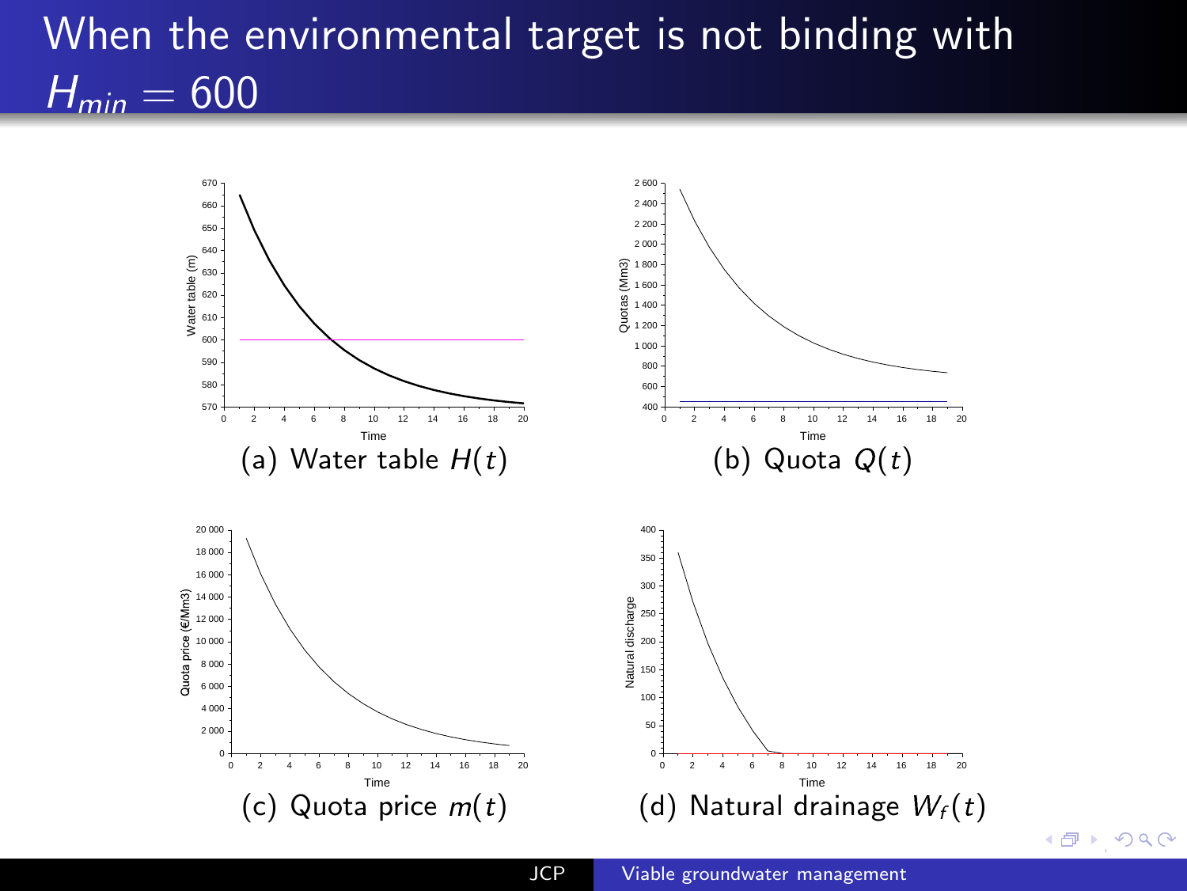# When the environmental target is not binding with $H_{min} = 600$

(a) Water table $H(t)$

(b) Quota $Q(t)$

(c) Quota price $m(t)$

(d) Natural drainage $W_f(t)$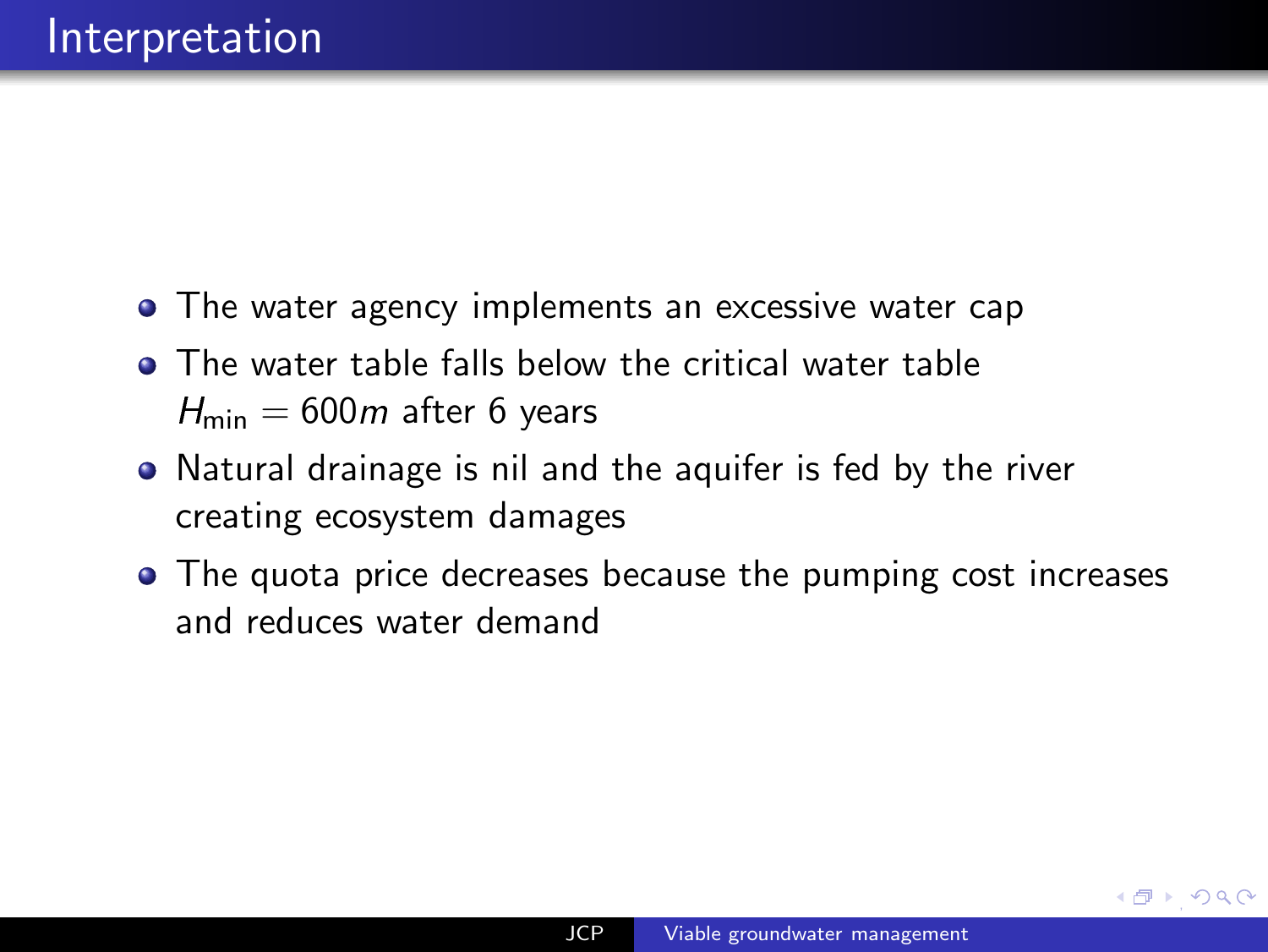# Interpretation

- The water agency implements an excessive water cap
- The water table falls below the critical water table $H_{\min} = 600m$ after 6 years
- Natural drainage is nil and the aquifer is fed by the river creating ecosystem damages
- The quota price decreases because the pumping cost increases and reduces water demand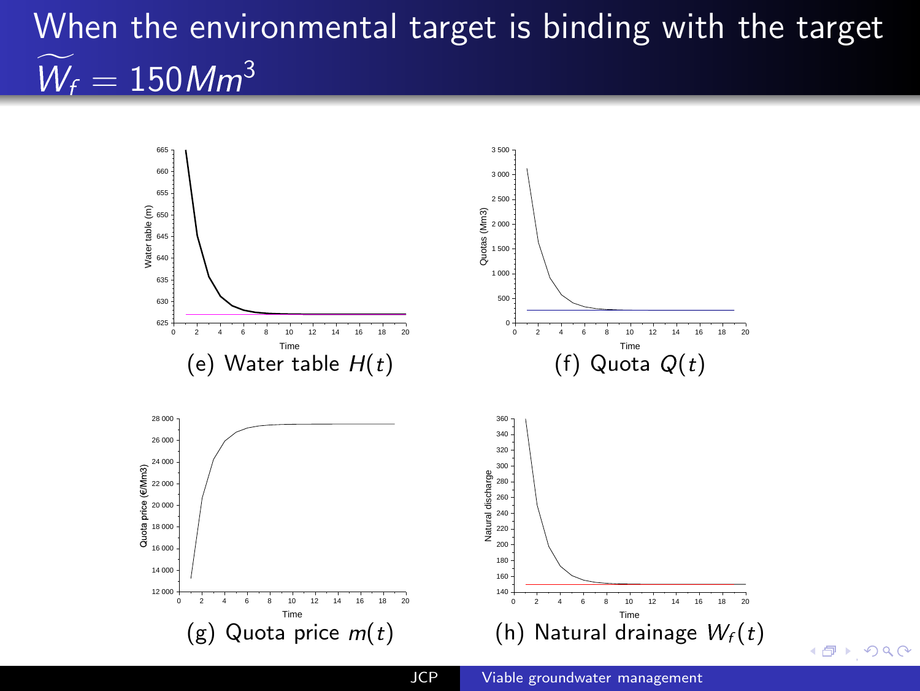# When the environmental target is binding with the target $\widetilde{W_f} = 150 Mm^3$

(e) Water table $H(t)$

(f) Quota $Q(t)$

(g) Quota price $m(t)$

(h) Natural drainage $W_f(t)$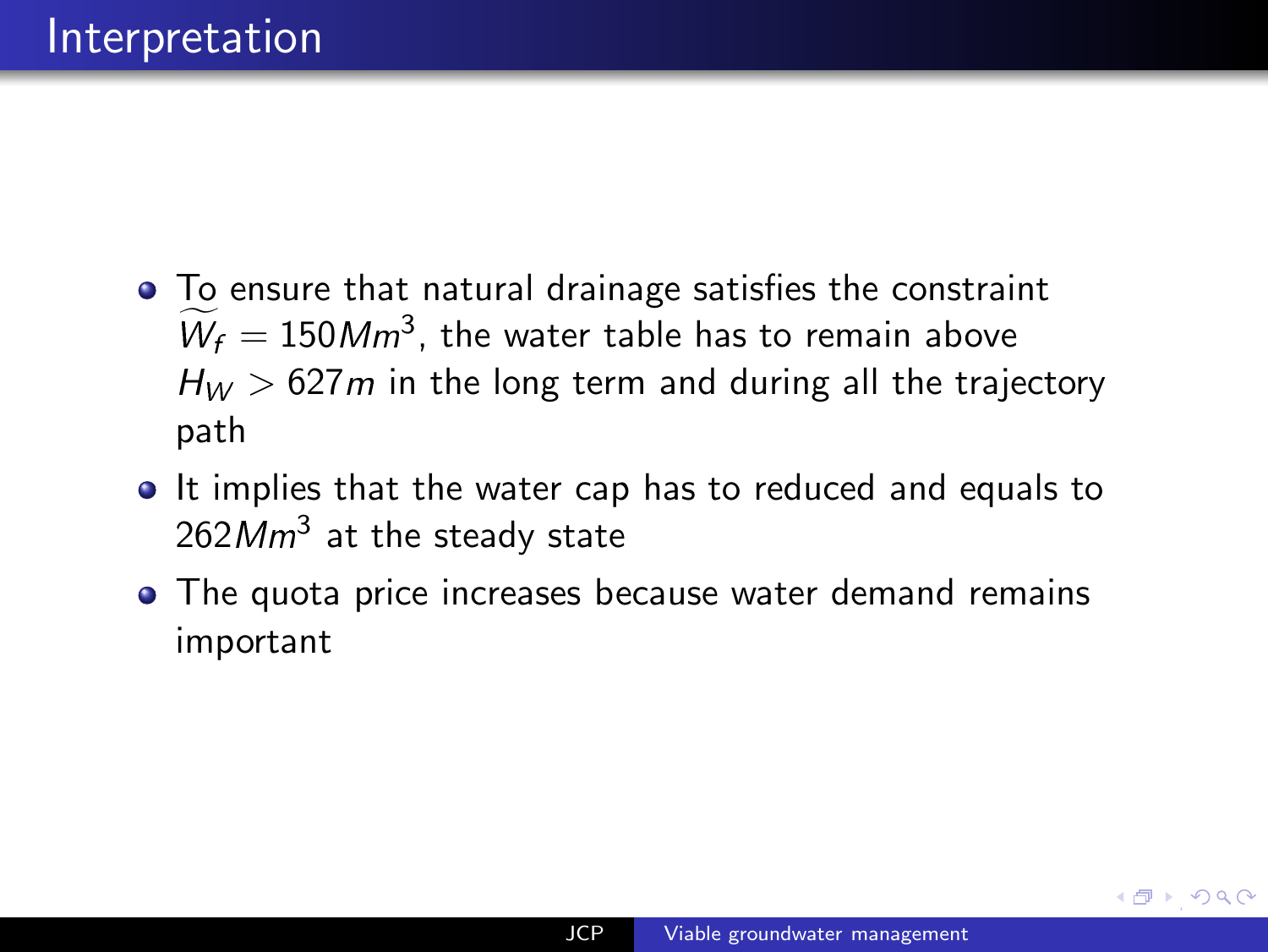# Interpretation

- To ensure that natural drainage satisfies the constraint $\widetilde{W_f} = 150 Mm^3$, the water table has to remain above $H_W > 627m$ in the long term and during all the trajectory path
- It implies that the water cap has to reduced and equals to $262 Mm^3$ at the steady state
- The quota price increases because water demand remains important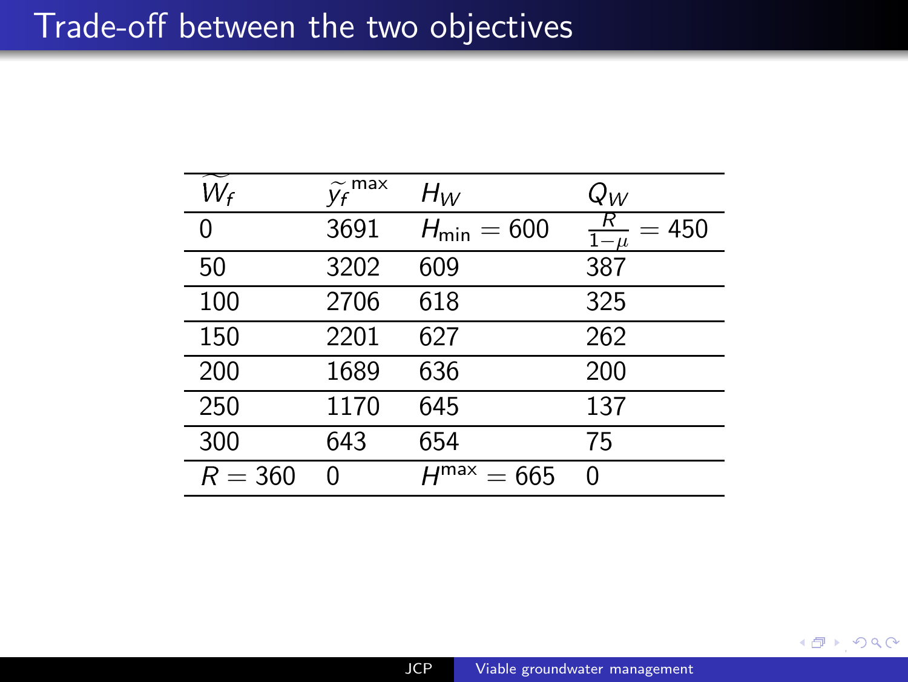# Trade-off between the two objectives

| $\widetilde{W_f}$ | $\widetilde{y_f}^{\max}$ | $H_W$ | $Q_W$ |
|---|---|---|---|
| 0 | 3691 | $H_{\min} = 600$ | $\frac{R}{1-\mu} = 450$ |
| 50 | 3202 | 609 | 387 |
| 100 | 2706 | 618 | 325 |
| 150 | 2201 | 627 | 262 |
| 200 | 1689 | 636 | 200 |
| 250 | 1170 | 645 | 137 |
| 300 | 643 | 654 | 75 |
| $R = 360$ | 0 | $H^{\max} = 665$ | 0 |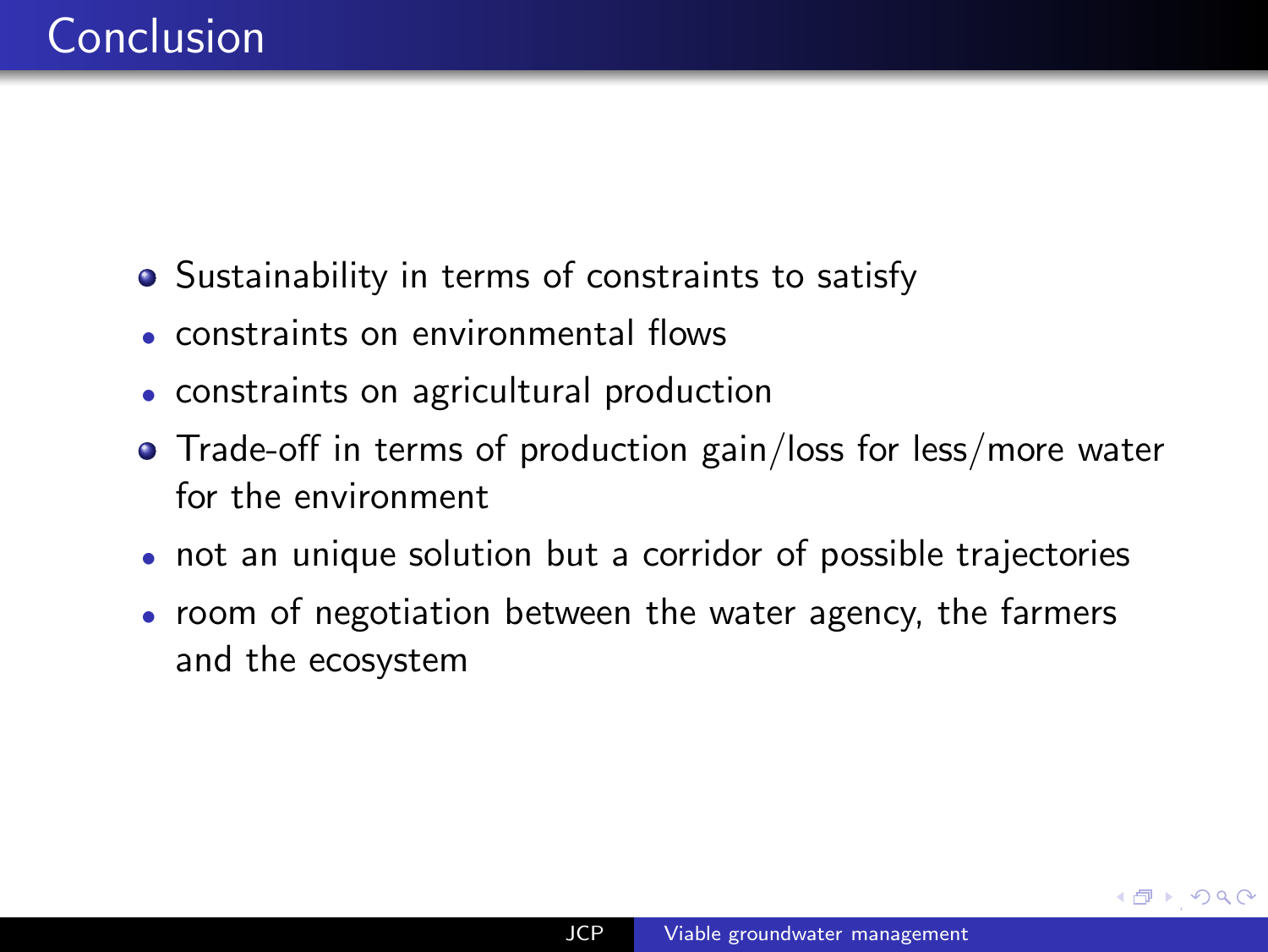# Conclusion

- Sustainability in terms of constraints to satisfy
  - constraints on environmental flows
  - constraints on agricultural production
- Trade-off in terms of production gain/loss for less/more water for the environment
  - not an unique solution but a corridor of possible trajectories
  - room of negotiation between the water agency, the farmers and the ecosystem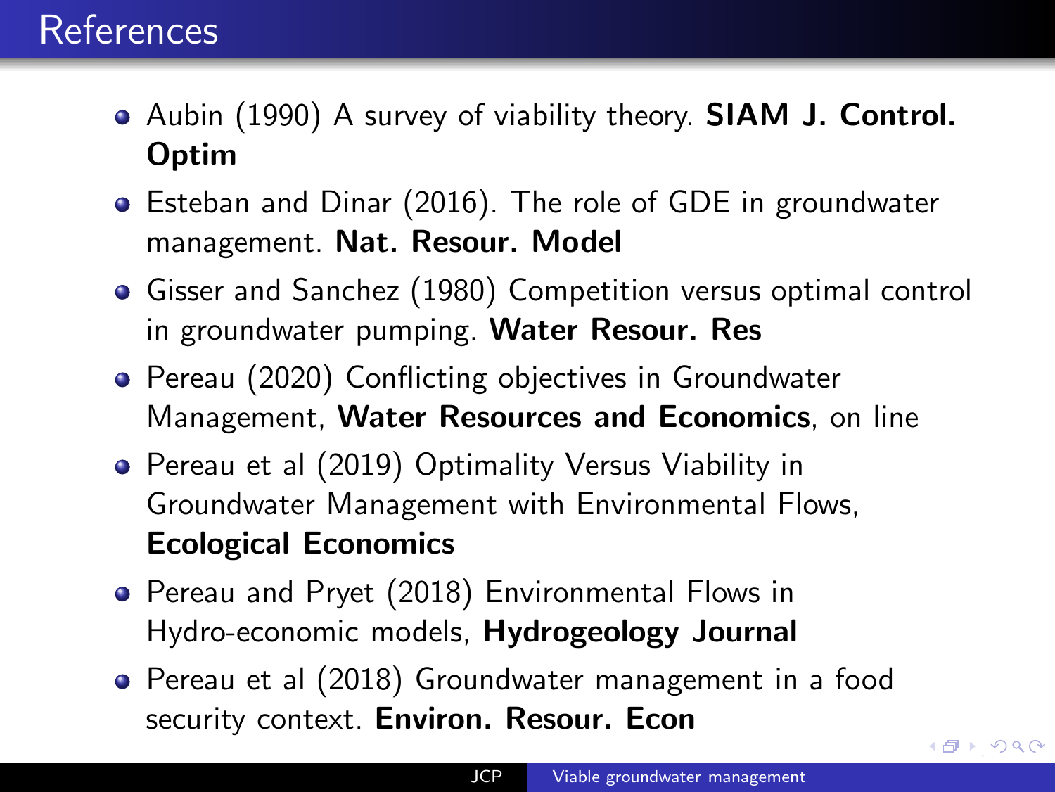# References

- Aubin (1990) A survey of viability theory. **SIAM J. Control. Optim**
- Esteban and Dinar (2016). The role of GDE in groundwater management. **Nat. Resour. Model**
- Gisser and Sanchez (1980) Competition versus optimal control in groundwater pumping. **Water Resour. Res**
- Pereau (2020) Conflicting objectives in Groundwater Management, **Water Resources and Economics**, on line
- Pereau et al (2019) Optimality Versus Viability in Groundwater Management with Environmental Flows, **Ecological Economics**
- Pereau and Pryet (2018) Environmental Flows in Hydro-economic models, **Hydrogeology Journal**
- Pereau et al (2018) Groundwater management in a food security context. **Environ. Resour. Econ**